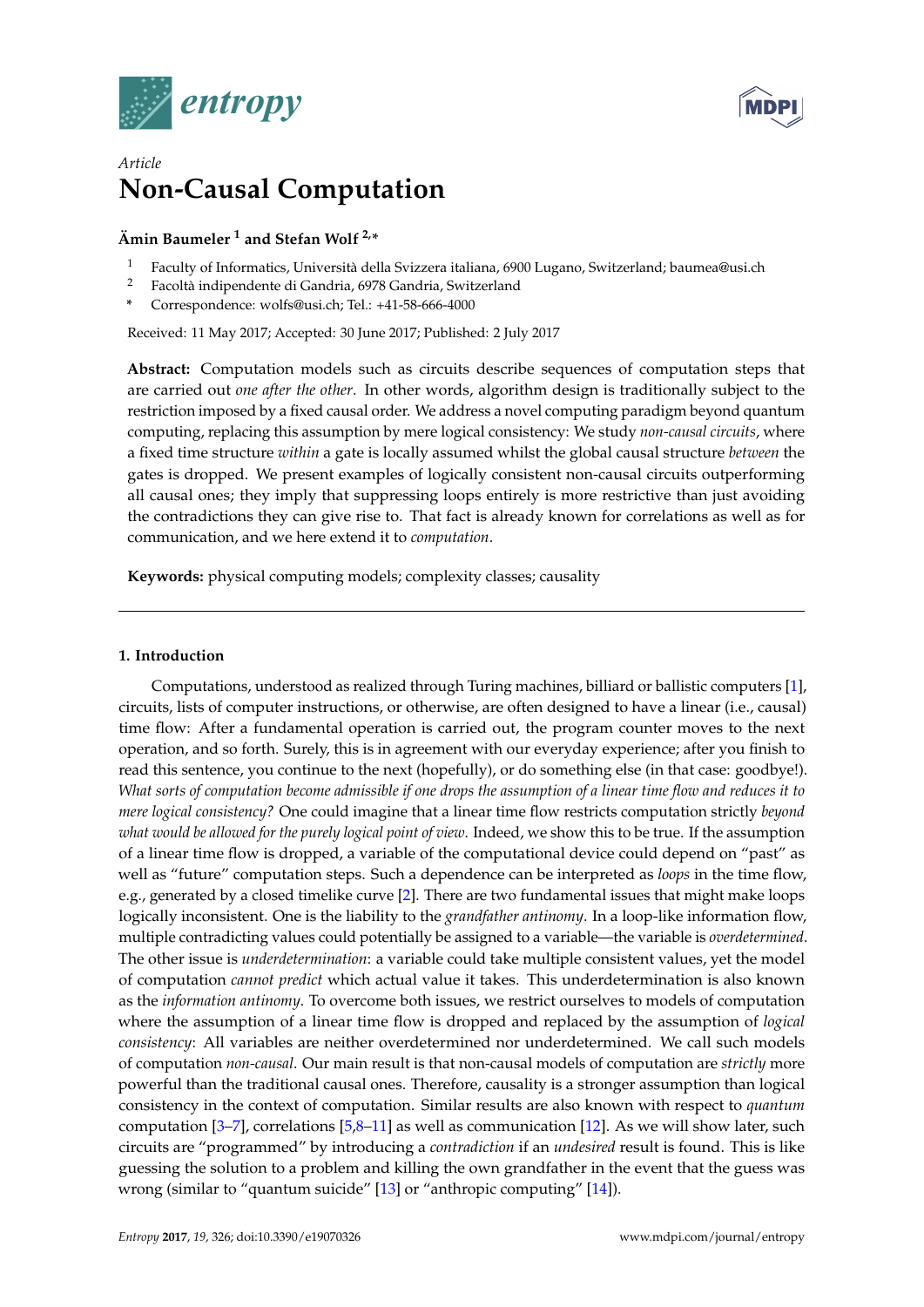*Article*

# Non-Causal Computation

**Ämin Baumeler [1] and Stefan Wolf [2,*]**

[1] Faculty of Informatics, Università della Svizzera italiana, 6900 Lugano, Switzerland; baumea@usi.ch
[2] Facoltà indipendente di Gandria, 6978 Gandria, Switzerland
* Correspondence: wolfs@usi.ch; Tel.: +41-58-666-4000

Received: 11 May 2017; Accepted: 30 June 2017; Published: 2 July 2017

**Abstract:** Computation models such as circuits describe sequences of computation steps that are carried out *one after the other*. In other words, algorithm design is traditionally subject to the restriction imposed by a fixed causal order. We address a novel computing paradigm beyond quantum computing, replacing this assumption by mere logical consistency: We study *non-causal circuits*, where a fixed time structure *within* a gate is locally assumed whilst the global causal structure *between* the gates is dropped. We present examples of logically consistent non-causal circuits outperforming all causal ones; they imply that suppressing loops entirely is more restrictive than just avoiding the contradictions they can give rise to. That fact is already known for correlations as well as for communication, and we here extend it to *computation*.

**Keywords:** physical computing models; complexity classes; causality

---

## 1. Introduction

Computations, understood as realized through Turing machines, billiard or ballistic computers [1], circuits, lists of computer instructions, or otherwise, are often designed to have a linear (i.e., causal) time flow: After a fundamental operation is carried out, the program counter moves to the next operation, and so forth. Surely, this is in agreement with our everyday experience; after you finish to read this sentence, you continue to the next (hopefully), or do something else (in that case: goodbye!). *What sorts of computation become admissible if one drops the assumption of a linear time flow and reduces it to mere logical consistency?* One could imagine that a linear time flow restricts computation strictly *beyond what would be allowed for the purely logical point of view.* Indeed, we show this to be true. If the assumption of a linear time flow is dropped, a variable of the computational device could depend on "past" as well as "future" computation steps. Such a dependence can be interpreted as *loops* in the time flow, e.g., generated by a closed timelike curve [2]. There are two fundamental issues that might make loops logically inconsistent. One is the liability to the *grandfather antinomy*. In a loop-like information flow, multiple contradicting values could potentially be assigned to a variable—the variable is *overdetermined*. The other issue is *underdetermination*: a variable could take multiple consistent values, yet the model of computation *cannot predict* which actual value it takes. This underdetermination is also known as the *information antinomy*. To overcome both issues, we restrict ourselves to models of computation where the assumption of a linear time flow is dropped and replaced by the assumption of *logical consistency*: All variables are neither overdetermined nor underdetermined. We call such models of computation *non-causal*. Our main result is that non-causal models of computation are *strictly* more powerful than the traditional causal ones. Therefore, causality is a stronger assumption than logical consistency in the context of computation. Similar results are also known with respect to *quantum* computation [3–7], correlations [5,8–11] as well as communication [12]. As we will show later, such circuits are "programmed" by introducing a *contradiction* if an *undesired* result is found. This is like guessing the solution to a problem and killing the own grandfather in the event that the guess was wrong (similar to "quantum suicide" [13] or "anthropic computing" [14]).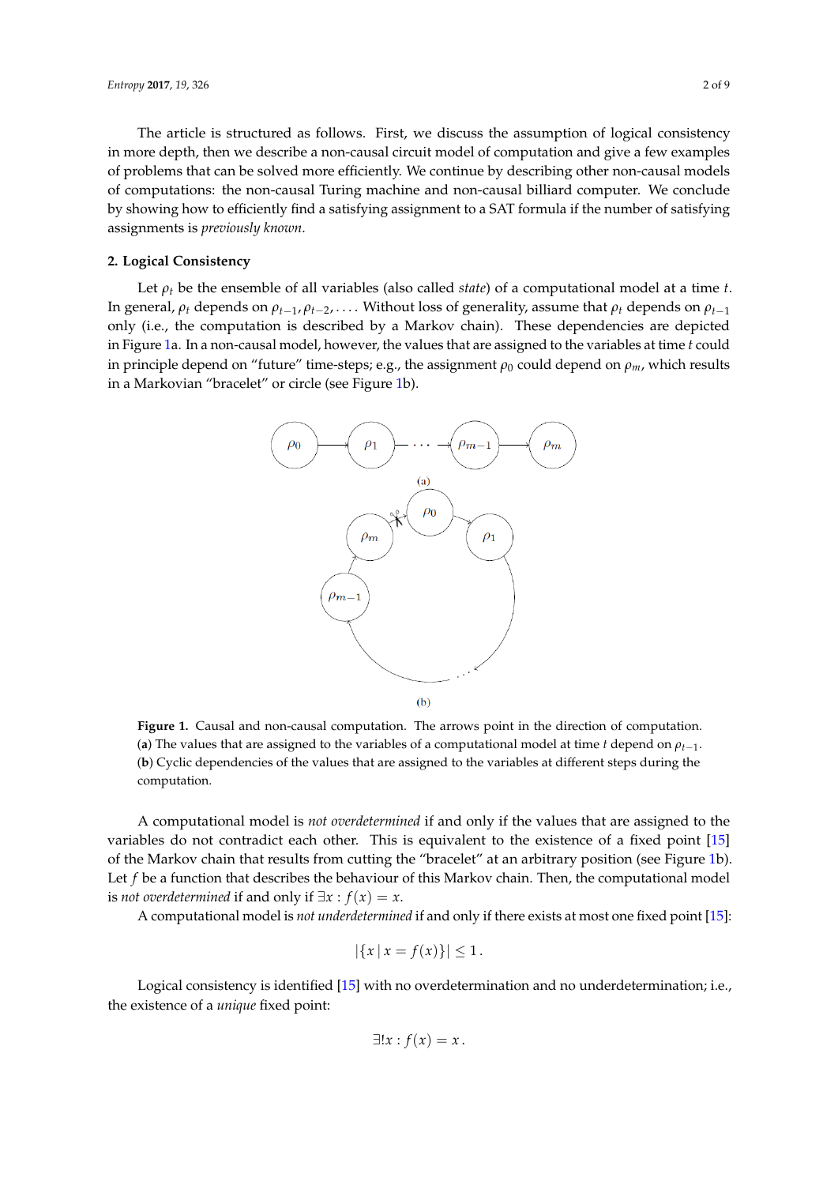The article is structured as follows. First, we discuss the assumption of logical consistency in more depth, then we describe a non-causal circuit model of computation and give a few examples of problems that can be solved more efficiently. We continue by describing other non-causal models of computations: the non-causal Turing machine and non-causal billiard computer. We conclude by showing how to efficiently find a satisfying assignment to a SAT formula if the number of satisfying assignments is *previously known*.

## 2. Logical Consistency

Let $\rho_t$ be the ensemble of all variables (also called *state*) of a computational model at a time $t$. In general, $\rho_t$ depends on $\rho_{t-1}, \rho_{t-2}, \ldots$. Without loss of generality, assume that $\rho_t$ depends on $\rho_{t-1}$ only (i.e., the computation is described by a Markov chain). These dependencies are depicted in Figure 1a. In a non-causal model, however, the values that are assigned to the variables at time $t$ could in principle depend on "future" time-steps; e.g., the assignment $\rho_0$ could depend on $\rho_m$, which results in a Markovian "bracelet" or circle (see Figure 1b).

**Figure 1.** Causal and non-causal computation. The arrows point in the direction of computation. (**a**) The values that are assigned to the variables of a computational model at time $t$ depend on $\rho_{t-1}$. (**b**) Cyclic dependencies of the values that are assigned to the variables at different steps during the computation.

A computational model is *not overdetermined* if and only if the values that are assigned to the variables do not contradict each other. This is equivalent to the existence of a fixed point [15] of the Markov chain that results from cutting the "bracelet" at an arbitrary position (see Figure 1b). Let $f$ be a function that describes the behaviour of this Markov chain. Then, the computational model is *not overdetermined* if and only if $\exists x : f(x) = x$.

A computational model is *not underdetermined* if and only if there exists at most one fixed point [15]:

$$|\{x \mid x = f(x)\}| \leq 1\,.$$

Logical consistency is identified [15] with no overdetermination and no underdetermination; i.e., the existence of a *unique* fixed point:

$$\exists! x : f(x) = x\,.$$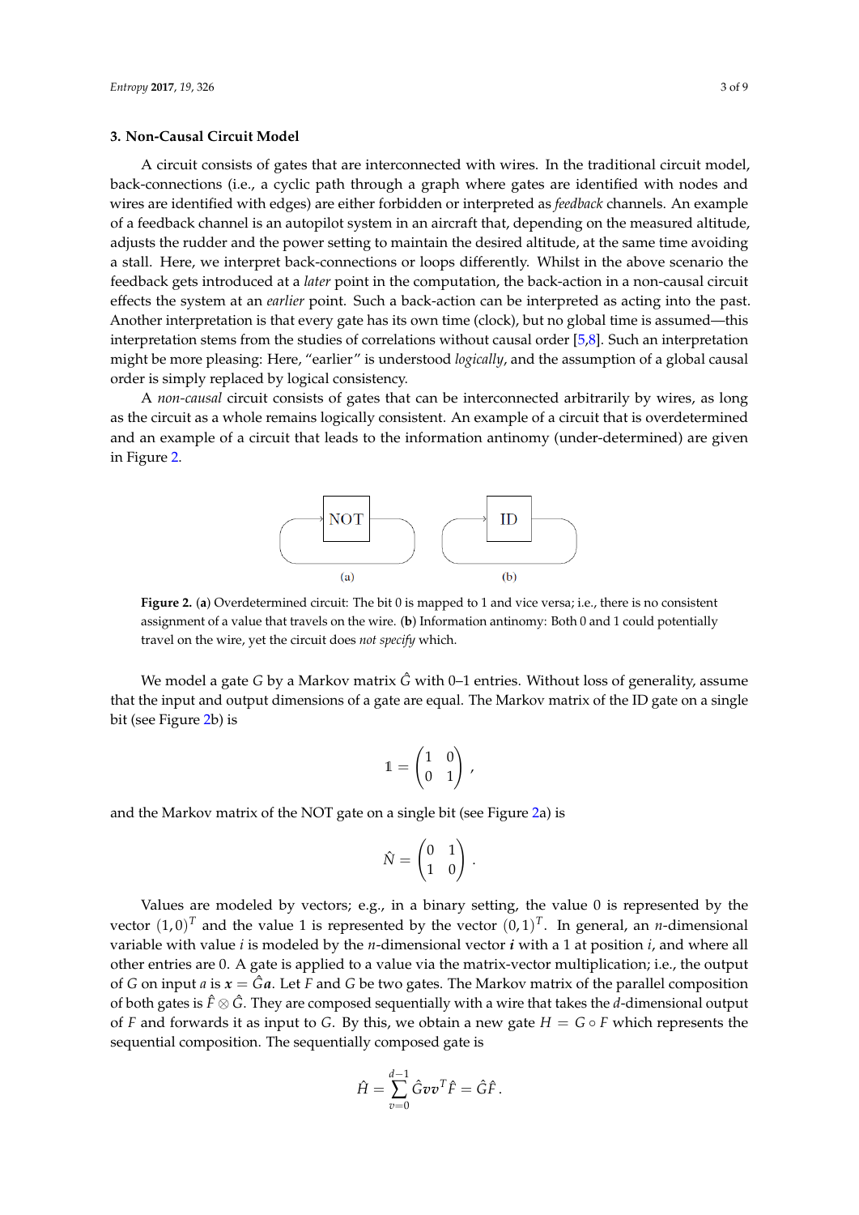### 3. Non-Causal Circuit Model

A circuit consists of gates that are interconnected with wires. In the traditional circuit model, back-connections (i.e., a cyclic path through a graph where gates are identified with nodes and wires are identified with edges) are either forbidden or interpreted as *feedback* channels. An example of a feedback channel is an autopilot system in an aircraft that, depending on the measured altitude, adjusts the rudder and the power setting to maintain the desired altitude, at the same time avoiding a stall. Here, we interpret back-connections or loops differently. Whilst in the above scenario the feedback gets introduced at a *later* point in the computation, the back-action in a non-causal circuit effects the system at an *earlier* point. Such a back-action can be interpreted as acting into the past. Another interpretation is that every gate has its own time (clock), but no global time is assumed—this interpretation stems from the studies of correlations without causal order [5,8]. Such an interpretation might be more pleasing: Here, "earlier" is understood *logically*, and the assumption of a global causal order is simply replaced by logical consistency.

A *non-causal* circuit consists of gates that can be interconnected arbitrarily by wires, as long as the circuit as a whole remains logically consistent. An example of a circuit that is overdetermined and an example of a circuit that leads to the information antinomy (under-determined) are given in Figure 2.

**Figure 2.** (**a**) Overdetermined circuit: The bit 0 is mapped to 1 and vice versa; i.e., there is no consistent assignment of a value that travels on the wire. (**b**) Information antinomy: Both 0 and 1 could potentially travel on the wire, yet the circuit does *not specify* which.

We model a gate $G$ by a Markov matrix $\hat{G}$ with 0–1 entries. Without loss of generality, assume that the input and output dimensions of a gate are equal. The Markov matrix of the ID gate on a single bit (see Figure 2b) is

$$\mathbb{1} = \begin{pmatrix} 1 & 0 \\ 0 & 1 \end{pmatrix},$$

and the Markov matrix of the NOT gate on a single bit (see Figure 2a) is

$$\hat{N} = \begin{pmatrix} 0 & 1 \\ 1 & 0 \end{pmatrix}.$$

Values are modeled by vectors; e.g., in a binary setting, the value 0 is represented by the vector $(1,0)^T$ and the value 1 is represented by the vector $(0,1)^T$. In general, an $n$-dimensional variable with value $i$ is modeled by the $n$-dimensional vector $\boldsymbol{i}$ with a 1 at position $i$, and where all other entries are 0. A gate is applied to a value via the matrix-vector multiplication; i.e., the output of $G$ on input $a$ is $\boldsymbol{x} = \hat{G}\boldsymbol{a}$. Let $F$ and $G$ be two gates. The Markov matrix of the parallel composition of both gates is $\hat{F} \otimes \hat{G}$. They are composed sequentially with a wire that takes the $d$-dimensional output of $F$ and forwards it as input to $G$. By this, we obtain a new gate $H = G \circ F$ which represents the sequential composition. The sequentially composed gate is

$$\hat{H} = \sum_{v=0}^{d-1} \hat{G}\boldsymbol{v}\boldsymbol{v}^T\hat{F} = \hat{G}\hat{F}.$$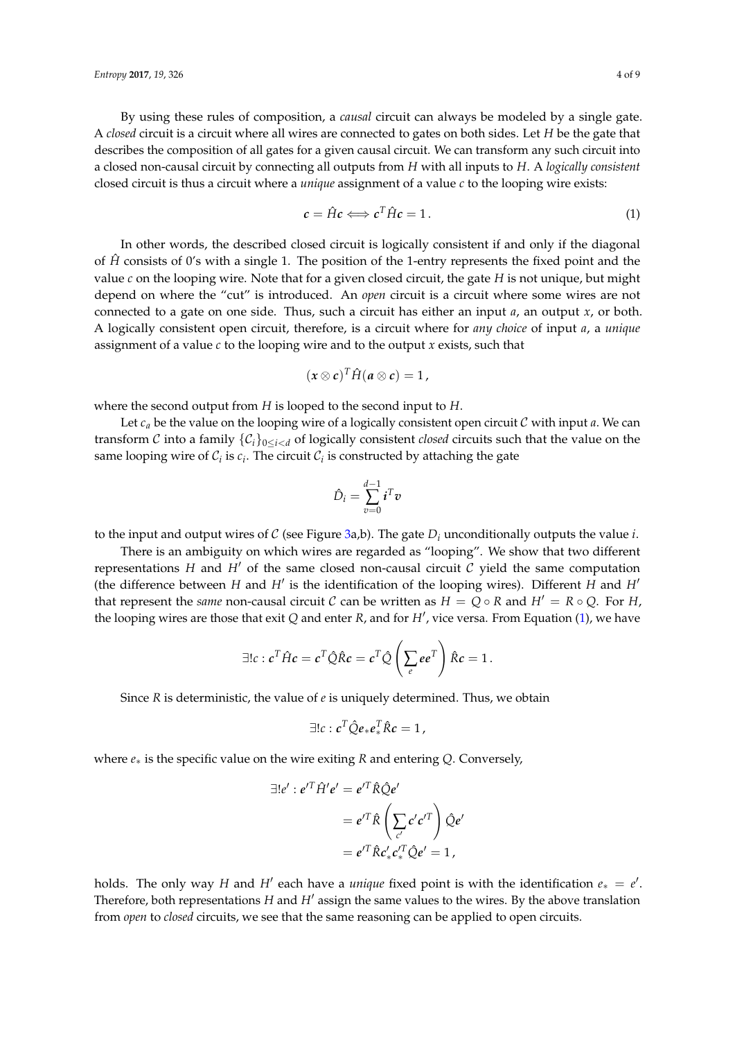By using these rules of composition, a *causal* circuit can always be modeled by a single gate. A *closed* circuit is a circuit where all wires are connected to gates on both sides. Let $H$ be the gate that describes the composition of all gates for a given causal circuit. We can transform any such circuit into a closed non-causal circuit by connecting all outputs from $H$ with all inputs to $H$. A *logically consistent* closed circuit is thus a circuit where a *unique* assignment of a value $c$ to the looping wire exists:

$$\boldsymbol{c} = \hat{H}\boldsymbol{c} \Longleftrightarrow \boldsymbol{c}^T \hat{H} \boldsymbol{c} = 1 \,. \tag{1}$$

In other words, the described closed circuit is logically consistent if and only if the diagonal of $\hat{H}$ consists of 0's with a single 1. The position of the 1-entry represents the fixed point and the value $c$ on the looping wire. Note that for a given closed circuit, the gate $H$ is not unique, but might depend on where the "cut" is introduced. An *open* circuit is a circuit where some wires are not connected to a gate on one side. Thus, such a circuit has either an input $a$, an output $x$, or both. A logically consistent open circuit, therefore, is a circuit where for *any choice* of input $a$, a *unique* assignment of a value $c$ to the looping wire and to the output $x$ exists, such that

$$(\boldsymbol{x} \otimes \boldsymbol{c})^T \hat{H} (\boldsymbol{a} \otimes \boldsymbol{c}) = 1 \,,$$

where the second output from $H$ is looped to the second input to $H$.

Let $c_a$ be the value on the looping wire of a logically consistent open circuit $\mathcal{C}$ with input $a$. We can transform $\mathcal{C}$ into a family $\{\mathcal{C}_i\}_{0 \le i < d}$ of logically consistent *closed* circuits such that the value on the same looping wire of $\mathcal{C}_i$ is $c_i$. The circuit $\mathcal{C}_i$ is constructed by attaching the gate

$$\hat{D}_i = \sum_{v=0}^{d-1} \boldsymbol{i}^T \boldsymbol{v}$$

to the input and output wires of $\mathcal{C}$ (see Figure 3a,b). The gate $D_i$ unconditionally outputs the value $i$.

There is an ambiguity on which wires are regarded as "looping". We show that two different representations $H$ and $H'$ of the same closed non-causal circuit $\mathcal{C}$ yield the same computation (the difference between $H$ and $H'$ is the identification of the looping wires). Different $H$ and $H'$ that represent the *same* non-causal circuit $\mathcal{C}$ can be written as $H = Q \circ R$ and $H' = R \circ Q$. For $H$, the looping wires are those that exit $Q$ and enter $R$, and for $H'$, vice versa. From Equation (1), we have

$$\exists ! c : \boldsymbol{c}^T \hat{H} \boldsymbol{c} = \boldsymbol{c}^T \hat{Q} \hat{R} \boldsymbol{c} = \boldsymbol{c}^T \hat{Q} \left( \sum_e \boldsymbol{e}\boldsymbol{e}^T \right) \hat{R} \boldsymbol{c} = 1 \,.$$

Since $R$ is deterministic, the value of $e$ is uniquely determined. Thus, we obtain

$$\exists ! c : \boldsymbol{c}^T \hat{Q} \boldsymbol{e}_* \boldsymbol{e}_*^T \hat{R} \boldsymbol{c} = 1 \,,$$

where $e_*$ is the specific value on the wire exiting $R$ and entering $Q$. Conversely,

$$\begin{aligned}
\exists ! e' : \boldsymbol{e'}^T \hat{H}' \boldsymbol{e'} &= \boldsymbol{e'}^T \hat{R} \hat{Q} \boldsymbol{e'} \\
&= \boldsymbol{e'}^T \hat{R} \left( \sum_{c'} \boldsymbol{c'} \boldsymbol{c'}^T \right) \hat{Q} \boldsymbol{e'} \\
&= \boldsymbol{e'}^T \hat{R} \boldsymbol{c}'_* \boldsymbol{c}'^T_* \hat{Q} \boldsymbol{e'} = 1 \,,
\end{aligned}$$

holds. The only way $H$ and $H'$ each have a *unique* fixed point is with the identification $e_* = e'$. Therefore, both representations $H$ and $H'$ assign the same values to the wires. By the above translation from *open* to *closed* circuits, we see that the same reasoning can be applied to open circuits.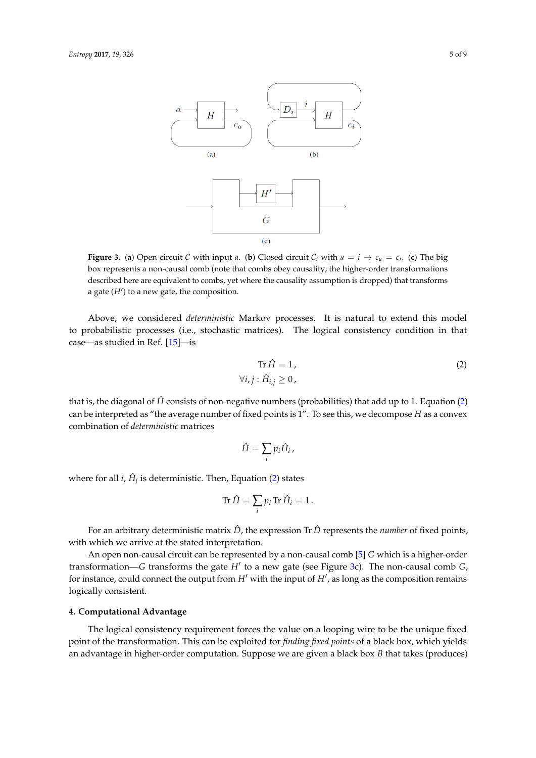**Figure 3.** (**a**) Open circuit $\mathcal{C}$ with input $a$. (**b**) Closed circuit $\mathcal{C}_i$ with $a = i \to c_a = c_i$. (**c**) The big box represents a non-causal comb (note that combs obey causality; the higher-order transformations described here are equivalent to combs, yet where the causality assumption is dropped) that transforms a gate ($H'$) to a new gate, the composition.

Above, we considered *deterministic* Markov processes. It is natural to extend this model to probabilistic processes (i.e., stochastic matrices). The logical consistency condition in that case—as studied in Ref. [15]—is

$$
\begin{aligned}
\operatorname{Tr} \hat{H} &= 1 \,, \\
\forall i,j : \hat{H}_{i,j} &\geq 0 \,,
\end{aligned}
\tag{2}
$$

that is, the diagonal of $\hat{H}$ consists of non-negative numbers (probabilities) that add up to 1. Equation (2) can be interpreted as "the average number of fixed points is 1". To see this, we decompose $H$ as a convex combination of *deterministic* matrices

$$
\hat{H} = \sum_i p_i \hat{H}_i \,,
$$

where for all $i$, $\hat{H}_i$ is deterministic. Then, Equation (2) states

$$
\operatorname{Tr} \hat{H} = \sum_i p_i \operatorname{Tr} \hat{H}_i = 1 \,.
$$

For an arbitrary deterministic matrix $\hat{D}$, the expression $\operatorname{Tr} \hat{D}$ represents the *number* of fixed points, with which we arrive at the stated interpretation.

An open non-causal circuit can be represented by a non-causal comb [5] $G$ which is a higher-order transformation—$G$ transforms the gate $H'$ to a new gate (see Figure 3c). The non-causal comb $G$, for instance, could connect the output from $H'$ with the input of $H'$, as long as the composition remains logically consistent.

## 4. Computational Advantage

The logical consistency requirement forces the value on a looping wire to be the unique fixed point of the transformation. This can be exploited for *finding fixed points* of a black box, which yields an advantage in higher-order computation. Suppose we are given a black box $B$ that takes (produces)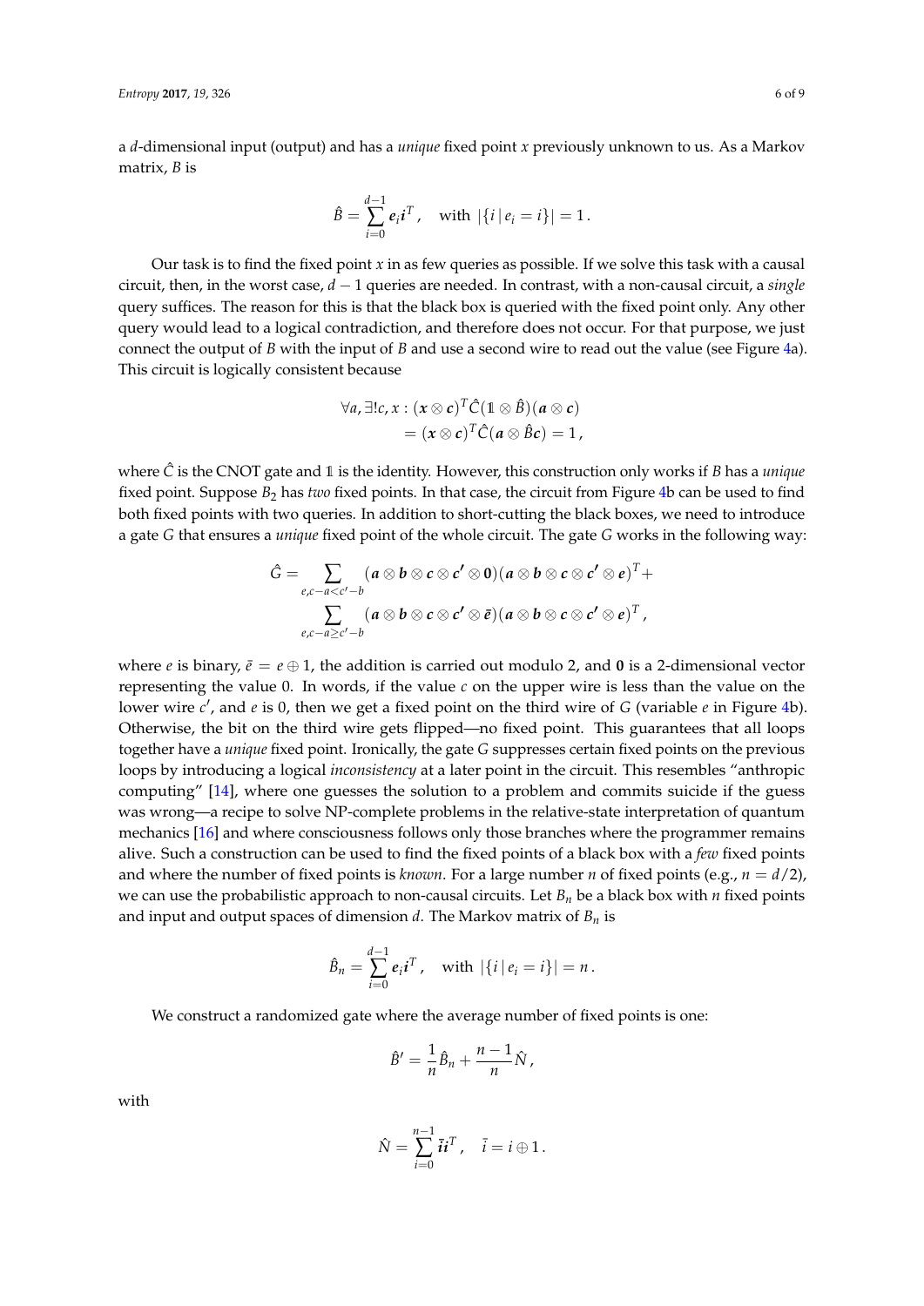a $d$-dimensional input (output) and has a *unique* fixed point $x$ previously unknown to us. As a Markov matrix, $B$ is

$$\hat{B} = \sum_{i=0}^{d-1} \boldsymbol{e}_i \boldsymbol{i}^T\,, \quad \text{with } |\{i \,|\, e_i = i\}| = 1\,.$$

Our task is to find the fixed point $x$ in as few queries as possible. If we solve this task with a causal circuit, then, in the worst case, $d-1$ queries are needed. In contrast, with a non-causal circuit, a *single* query suffices. The reason for this is that the black box is queried with the fixed point only. Any other query would lead to a logical contradiction, and therefore does not occur. For that purpose, we just connect the output of $B$ with the input of $B$ and use a second wire to read out the value (see Figure 4a). This circuit is logically consistent because

$$\begin{aligned}
\forall a, \exists! c, x : (\boldsymbol{x} \otimes \boldsymbol{c})^T \hat{C} (\mathbb{1} \otimes \hat{B})(\boldsymbol{a} \otimes \boldsymbol{c}) \\
= (\boldsymbol{x} \otimes \boldsymbol{c})^T \hat{C} (\boldsymbol{a} \otimes \hat{B}\boldsymbol{c}) = 1\,,
\end{aligned}$$

where $\hat{C}$ is the CNOT gate and $\mathbb{1}$ is the identity. However, this construction only works if $B$ has a *unique* fixed point. Suppose $B_2$ has *two* fixed points. In that case, the circuit from Figure 4b can be used to find both fixed points with two queries. In addition to short-cutting the black boxes, we need to introduce a gate $G$ that ensures a *unique* fixed point of the whole circuit. The gate $G$ works in the following way:

$$\begin{aligned}
\hat{G} = \sum_{e, c-a < c'-b} (\boldsymbol{a} \otimes \boldsymbol{b} \otimes \boldsymbol{c} \otimes \boldsymbol{c'} \otimes \boldsymbol{0})(\boldsymbol{a} \otimes \boldsymbol{b} \otimes \boldsymbol{c} \otimes \boldsymbol{c'} \otimes \boldsymbol{e})^T + \\
\sum_{e, c-a \geq c'-b} (\boldsymbol{a} \otimes \boldsymbol{b} \otimes \boldsymbol{c} \otimes \boldsymbol{c'} \otimes \bar{\boldsymbol{e}})(\boldsymbol{a} \otimes \boldsymbol{b} \otimes \boldsymbol{c} \otimes \boldsymbol{c'} \otimes \boldsymbol{e})^T\,,
\end{aligned}$$

where $e$ is binary, $\bar{e} = e \oplus 1$, the addition is carried out modulo 2, and $\boldsymbol{0}$ is a 2-dimensional vector representing the value 0. In words, if the value $c$ on the upper wire is less than the value on the lower wire $c'$, and $e$ is 0, then we get a fixed point on the third wire of $G$ (variable $e$ in Figure 4b). Otherwise, the bit on the third wire gets flipped—no fixed point. This guarantees that all loops together have a *unique* fixed point. Ironically, the gate $G$ suppresses certain fixed points on the previous loops by introducing a logical *inconsistency* at a later point in the circuit. This resembles "anthropic computing" [14], where one guesses the solution to a problem and commits suicide if the guess was wrong—a recipe to solve NP-complete problems in the relative-state interpretation of quantum mechanics [16] and where consciousness follows only those branches where the programmer remains alive. Such a construction can be used to find the fixed points of a black box with a *few* fixed points and where the number of fixed points is *known*. For a large number $n$ of fixed points (e.g., $n = d/2$), we can use the probabilistic approach to non-causal circuits. Let $B_n$ be a black box with $n$ fixed points and input and output spaces of dimension $d$. The Markov matrix of $B_n$ is

$$\hat{B}_n = \sum_{i=0}^{d-1} \boldsymbol{e}_i \boldsymbol{i}^T\,, \quad \text{with } |\{i \,|\, e_i = i\}| = n\,.$$

We construct a randomized gate where the average number of fixed points is one:

$$\hat{B}' = \frac{1}{n}\hat{B}_n + \frac{n-1}{n}\hat{N}\,,$$

with

$$\hat{N} = \sum_{i=0}^{n-1} \bar{\boldsymbol{i}} \boldsymbol{i}^T\,, \quad \bar{i} = i \oplus 1\,.$$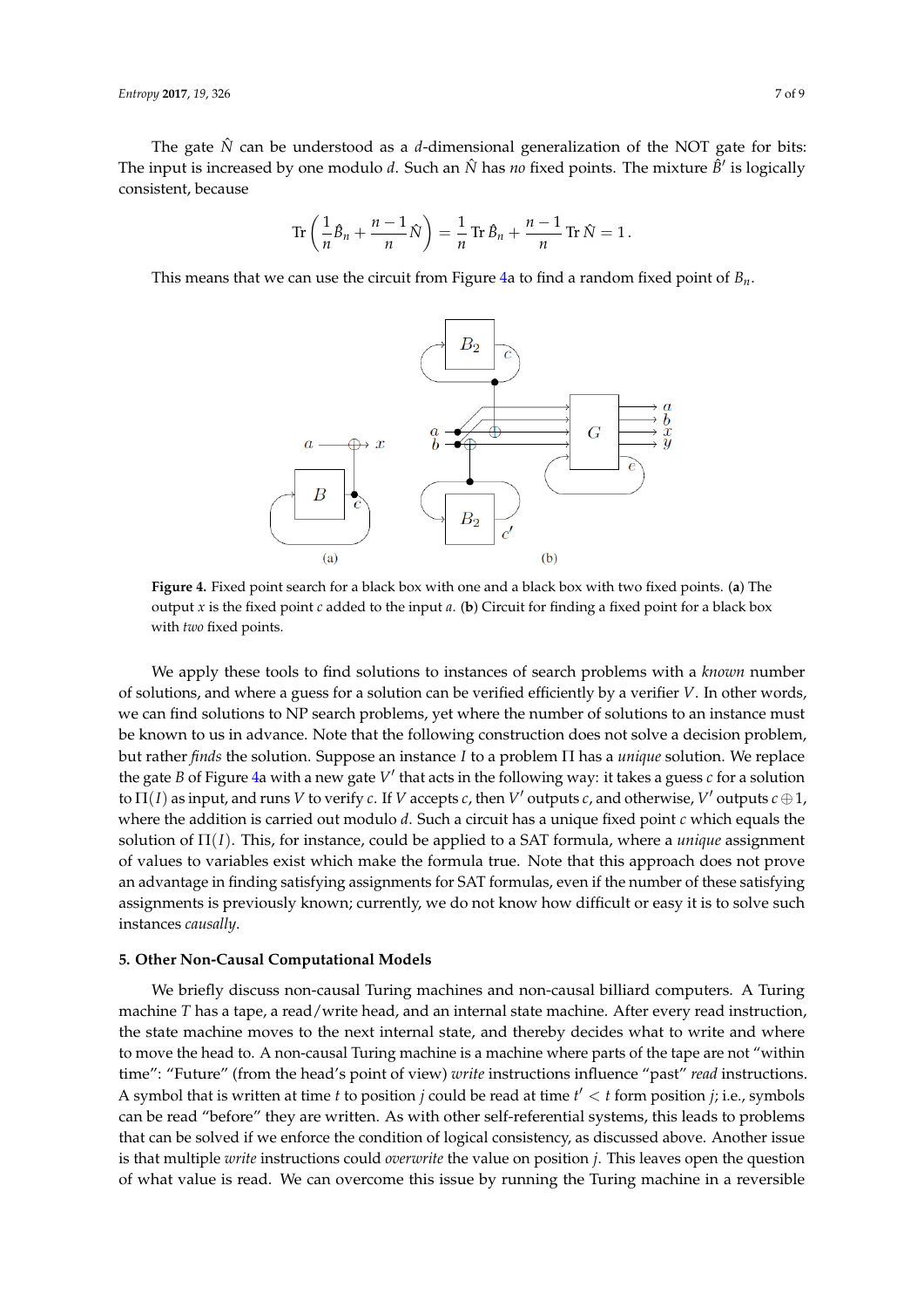The gate $\hat{N}$ can be understood as a $d$-dimensional generalization of the NOT gate for bits: The input is increased by one modulo $d$. Such an $\hat{N}$ has *no* fixed points. The mixture $\hat{B}'$ is logically consistent, because

$$\operatorname{Tr}\left(\frac{1}{n}\hat{B}_n + \frac{n-1}{n}\hat{N}\right) = \frac{1}{n}\operatorname{Tr}\hat{B}_n + \frac{n-1}{n}\operatorname{Tr}\hat{N} = 1\,.$$

This means that we can use the circuit from Figure 4a to find a random fixed point of $B_n$.

**Figure 4.** Fixed point search for a black box with one and a black box with two fixed points. (**a**) The output $x$ is the fixed point $c$ added to the input $a$. (**b**) Circuit for finding a fixed point for a black box with *two* fixed points.

We apply these tools to find solutions to instances of search problems with a *known* number of solutions, and where a guess for a solution can be verified efficiently by a verifier $V$. In other words, we can find solutions to NP search problems, yet where the number of solutions to an instance must be known to us in advance. Note that the following construction does not solve a decision problem, but rather *finds* the solution. Suppose an instance $I$ to a problem $\Pi$ has a *unique* solution. We replace the gate $B$ of Figure 4a with a new gate $V'$ that acts in the following way: it takes a guess $c$ for a solution to $\Pi(I)$ as input, and runs $V$ to verify $c$. If $V$ accepts $c$, then $V'$ outputs $c$, and otherwise, $V'$ outputs $c \oplus 1$, where the addition is carried out modulo $d$. Such a circuit has a unique fixed point $c$ which equals the solution of $\Pi(I)$. This, for instance, could be applied to a SAT formula, where a *unique* assignment of values to variables exist which make the formula true. Note that this approach does not prove an advantage in finding satisfying assignments for SAT formulas, even if the number of these satisfying assignments is previously known; currently, we do not know how difficult or easy it is to solve such instances *causally*.

## 5. Other Non-Causal Computational Models

We briefly discuss non-causal Turing machines and non-causal billiard computers. A Turing machine $T$ has a tape, a read/write head, and an internal state machine. After every read instruction, the state machine moves to the next internal state, and thereby decides what to write and where to move the head to. A non-causal Turing machine is a machine where parts of the tape are not "within time": "Future" (from the head's point of view) *write* instructions influence "past" *read* instructions. A symbol that is written at time $t$ to position $j$ could be read at time $t' < t$ form position $j$; i.e., symbols can be read "before" they are written. As with other self-referential systems, this leads to problems that can be solved if we enforce the condition of logical consistency, as discussed above. Another issue is that multiple *write* instructions could *overwrite* the value on position $j$. This leaves open the question of what value is read. We can overcome this issue by running the Turing machine in a reversible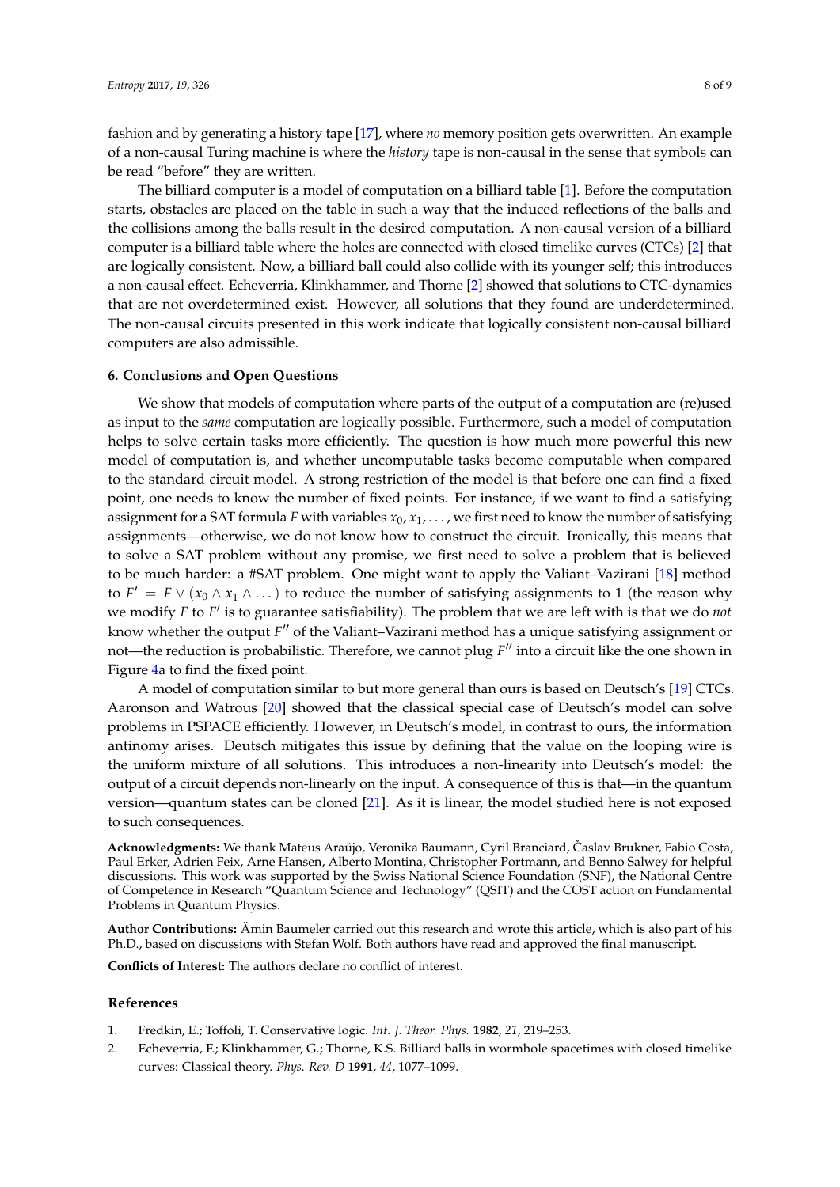fashion and by generating a history tape [17], where *no* memory position gets overwritten. An example of a non-causal Turing machine is where the *history* tape is non-causal in the sense that symbols can be read "before" they are written.

The billiard computer is a model of computation on a billiard table [1]. Before the computation starts, obstacles are placed on the table in such a way that the induced reflections of the balls and the collisions among the balls result in the desired computation. A non-causal version of a billiard computer is a billiard table where the holes are connected with closed timelike curves (CTCs) [2] that are logically consistent. Now, a billiard ball could also collide with its younger self; this introduces a non-causal effect. Echeverria, Klinkhammer, and Thorne [2] showed that solutions to CTC-dynamics that are not overdetermined exist. However, all solutions that they found are underdetermined. The non-causal circuits presented in this work indicate that logically consistent non-causal billiard computers are also admissible.

## 6. Conclusions and Open Questions

We show that models of computation where parts of the output of a computation are (re)used as input to the *same* computation are logically possible. Furthermore, such a model of computation helps to solve certain tasks more efficiently. The question is how much more powerful this new model of computation is, and whether uncomputable tasks become computable when compared to the standard circuit model. A strong restriction of the model is that before one can find a fixed point, one needs to know the number of fixed points. For instance, if we want to find a satisfying assignment for a SAT formula $F$ with variables $x_0, x_1, \ldots$, we first need to know the number of satisfying assignments—otherwise, we do not know how to construct the circuit. Ironically, this means that to solve a SAT problem without any promise, we first need to solve a problem that is believed to be much harder: a #SAT problem. One might want to apply the Valiant–Vazirani [18] method to $F' = F \vee (x_0 \wedge x_1 \wedge \ldots)$ to reduce the number of satisfying assignments to 1 (the reason why we modify $F$ to $F'$ is to guarantee satisfiability). The problem that we are left with is that we do *not* know whether the output $F''$ of the Valiant–Vazirani method has a unique satisfying assignment or not—the reduction is probabilistic. Therefore, we cannot plug $F''$ into a circuit like the one shown in Figure 4a to find the fixed point.

A model of computation similar to but more general than ours is based on Deutsch's [19] CTCs. Aaronson and Watrous [20] showed that the classical special case of Deutsch's model can solve problems in PSPACE efficiently. However, in Deutsch's model, in contrast to ours, the information antinomy arises. Deutsch mitigates this issue by defining that the value on the looping wire is the uniform mixture of all solutions. This introduces a non-linearity into Deutsch's model: the output of a circuit depends non-linearly on the input. A consequence of this is that—in the quantum version—quantum states can be cloned [21]. As it is linear, the model studied here is not exposed to such consequences.

**Acknowledgments:** We thank Mateus Araújo, Veronika Baumann, Cyril Branciard, Časlav Brukner, Fabio Costa, Paul Erker, Adrien Feix, Arne Hansen, Alberto Montina, Christopher Portmann, and Benno Salwey for helpful discussions. This work was supported by the Swiss National Science Foundation (SNF), the National Centre of Competence in Research "Quantum Science and Technology" (QSIT) and the COST action on Fundamental Problems in Quantum Physics.

**Author Contributions:** Ämin Baumeler carried out this research and wrote this article, which is also part of his Ph.D., based on discussions with Stefan Wolf. Both authors have read and approved the final manuscript.

**Conflicts of Interest:** The authors declare no conflict of interest.

## References

1. Fredkin, E.; Toffoli, T. Conservative logic. *Int. J. Theor. Phys.* **1982**, *21*, 219–253.
2. Echeverria, F.; Klinkhammer, G.; Thorne, K.S. Billiard balls in wormhole spacetimes with closed timelike curves: Classical theory. *Phys. Rev. D* **1991**, *44*, 1077–1099.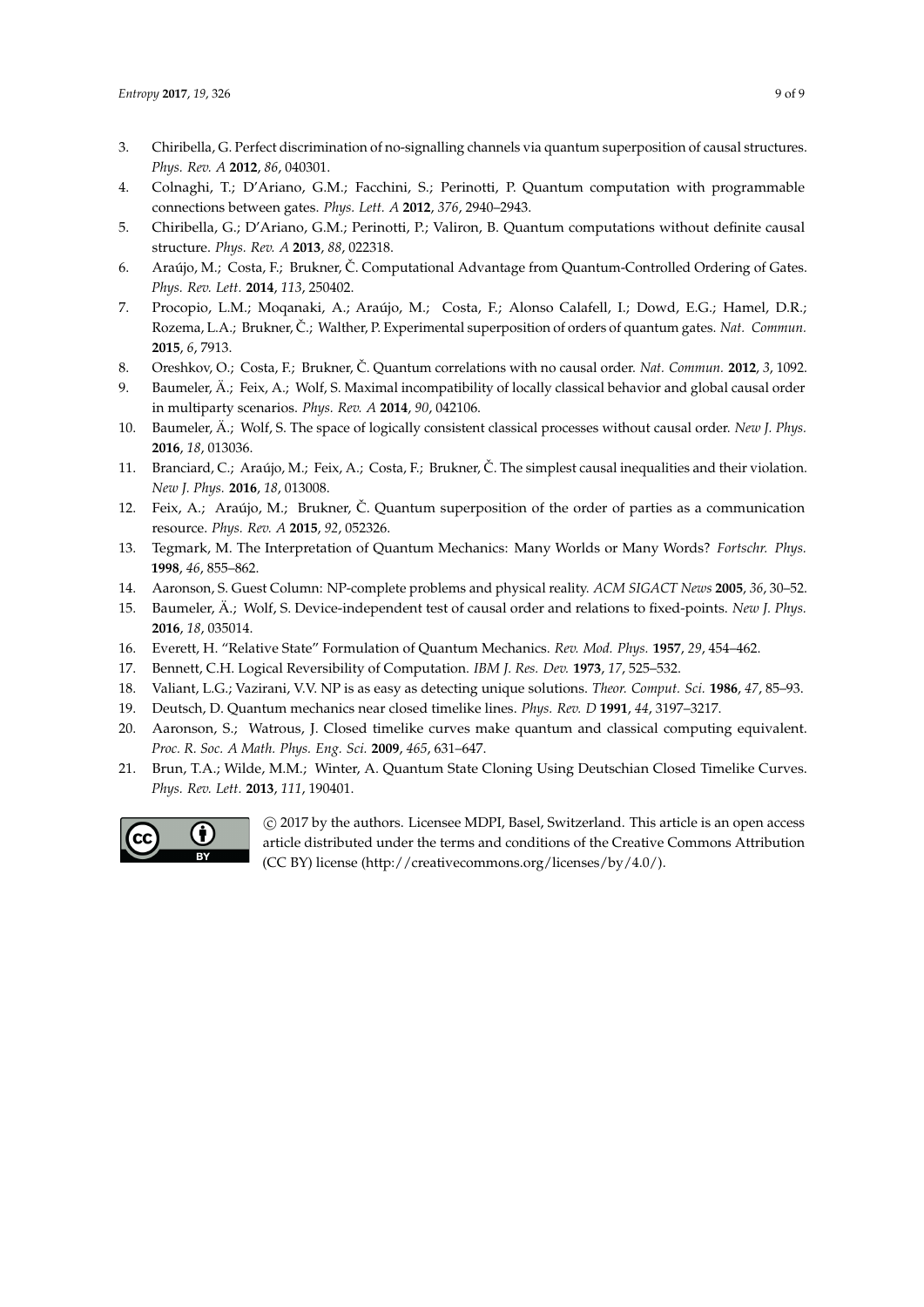3. Chiribella, G. Perfect discrimination of no-signalling channels via quantum superposition of causal structures. *Phys. Rev. A* **2012**, *86*, 040301.
4. Colnaghi, T.; D'Ariano, G.M.; Facchini, S.; Perinotti, P. Quantum computation with programmable connections between gates. *Phys. Lett. A* **2012**, *376*, 2940–2943.
5. Chiribella, G.; D'Ariano, G.M.; Perinotti, P.; Valiron, B. Quantum computations without definite causal structure. *Phys. Rev. A* **2013**, *88*, 022318.
6. Araújo, M.; Costa, F.; Brukner, Č. Computational Advantage from Quantum-Controlled Ordering of Gates. *Phys. Rev. Lett.* **2014**, *113*, 250402.
7. Procopio, L.M.; Moqanaki, A.; Araújo, M.; Costa, F.; Alonso Calafell, I.; Dowd, E.G.; Hamel, D.R.; Rozema, L.A.; Brukner, Č.; Walther, P. Experimental superposition of orders of quantum gates. *Nat. Commun.* **2015**, *6*, 7913.
8. Oreshkov, O.; Costa, F.; Brukner, Č. Quantum correlations with no causal order. *Nat. Commun.* **2012**, *3*, 1092.
9. Baumeler, Ä.; Feix, A.; Wolf, S. Maximal incompatibility of locally classical behavior and global causal order in multiparty scenarios. *Phys. Rev. A* **2014**, *90*, 042106.
10. Baumeler, Ä.; Wolf, S. The space of logically consistent classical processes without causal order. *New J. Phys.* **2016**, *18*, 013036.
11. Branciard, C.; Araújo, M.; Feix, A.; Costa, F.; Brukner, Č. The simplest causal inequalities and their violation. *New J. Phys.* **2016**, *18*, 013008.
12. Feix, A.; Araújo, M.; Brukner, Č. Quantum superposition of the order of parties as a communication resource. *Phys. Rev. A* **2015**, *92*, 052326.
13. Tegmark, M. The Interpretation of Quantum Mechanics: Many Worlds or Many Words? *Fortschr. Phys.* **1998**, *46*, 855–862.
14. Aaronson, S. Guest Column: NP-complete problems and physical reality. *ACM SIGACT News* **2005**, *36*, 30–52.
15. Baumeler, Ä.; Wolf, S. Device-independent test of causal order and relations to fixed-points. *New J. Phys.* **2016**, *18*, 035014.
16. Everett, H. "Relative State" Formulation of Quantum Mechanics. *Rev. Mod. Phys.* **1957**, *29*, 454–462.
17. Bennett, C.H. Logical Reversibility of Computation. *IBM J. Res. Dev.* **1973**, *17*, 525–532.
18. Valiant, L.G.; Vazirani, V.V. NP is as easy as detecting unique solutions. *Theor. Comput. Sci.* **1986**, *47*, 85–93.
19. Deutsch, D. Quantum mechanics near closed timelike lines. *Phys. Rev. D* **1991**, *44*, 3197–3217.
20. Aaronson, S.; Watrous, J. Closed timelike curves make quantum and classical computing equivalent. *Proc. R. Soc. A Math. Phys. Eng. Sci.* **2009**, *465*, 631–647.
21. Brun, T.A.; Wilde, M.M.; Winter, A. Quantum State Cloning Using Deutschian Closed Timelike Curves. *Phys. Rev. Lett.* **2013**, *111*, 190401.

© 2017 by the authors. Licensee MDPI, Basel, Switzerland. This article is an open access article distributed under the terms and conditions of the Creative Commons Attribution (CC BY) license (http://creativecommons.org/licenses/by/4.0/).